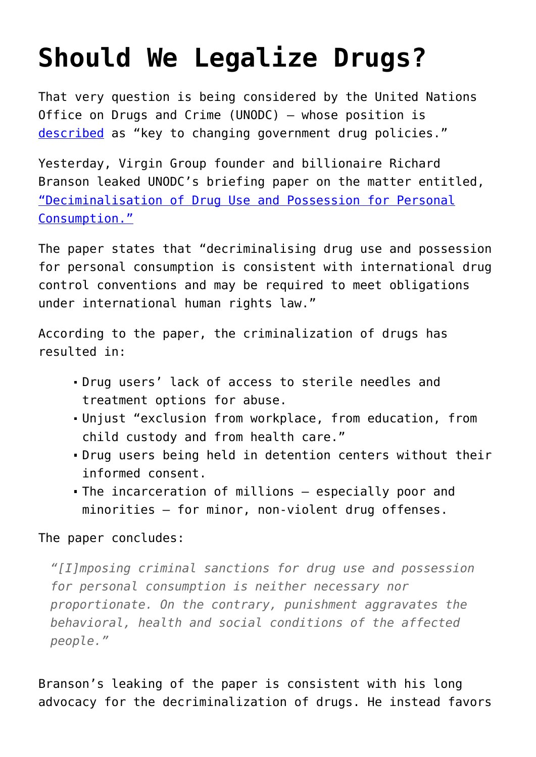# Should We Legalize Drugs?

That very question is being considered by the United Nations Office on Drugs and Crime (UNODC) – whose position is described as "key to changing government drug policies."

Yesterday, Virgin Group founder and billionaire Richard Branson leaked UNODC's briefing paper on the matter entitled, "Deciminalisation of Drug Use and Possession for Personal Consumption."

The paper states that "decriminalising drug use and possession for personal consumption is consistent with international drug control conventions and may be required to meet obligations under international human rights law."

According to the paper, the criminalization of drugs has resulted in:

- Drug users' lack of access to sterile needles and treatment options for abuse.
- Unjust "exclusion from workplace, from education, from child custody and from health care."
- Drug users being held in detention centers without their informed consent.
- The incarceration of millions – especially poor and minorities – for minor, non-violent drug offenses.

The paper concludes:

> *"[I]mposing criminal sanctions for drug use and possession for personal consumption is neither necessary nor proportionate. On the contrary, punishment aggravates the behavioral, health and social conditions of the affected people."*

Branson's leaking of the paper is consistent with his long advocacy for the decriminalization of drugs. He instead favors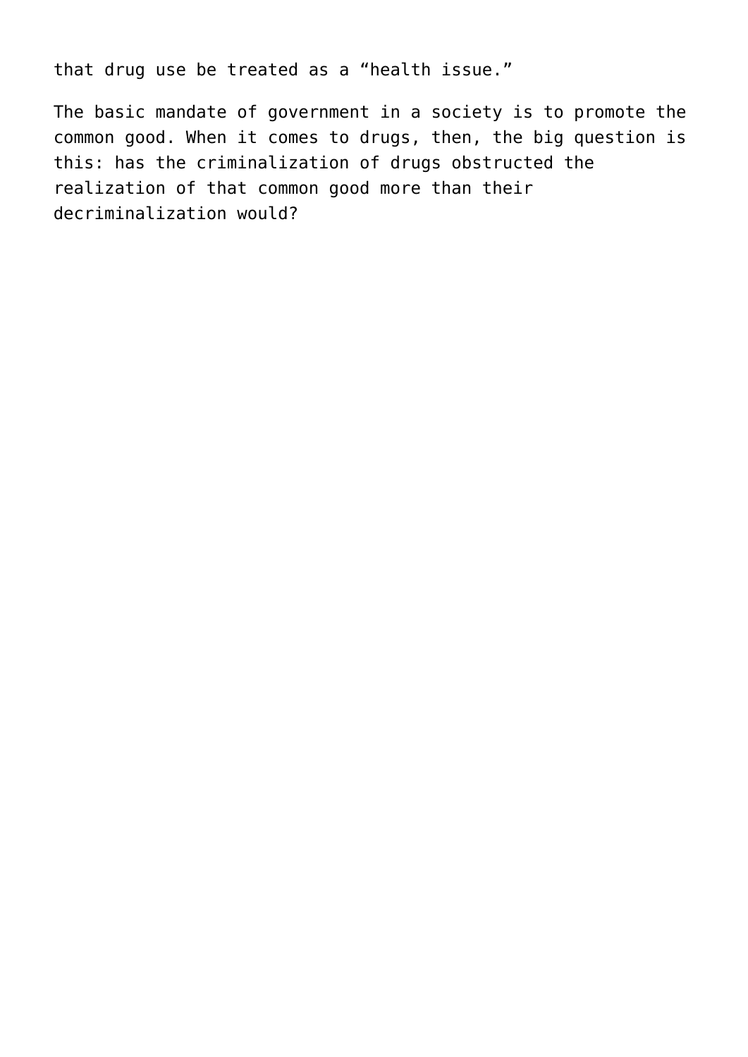that drug use be treated as a "health issue."

The basic mandate of government in a society is to promote the common good. When it comes to drugs, then, the big question is this: has the criminalization of drugs obstructed the realization of that common good more than their decriminalization would?